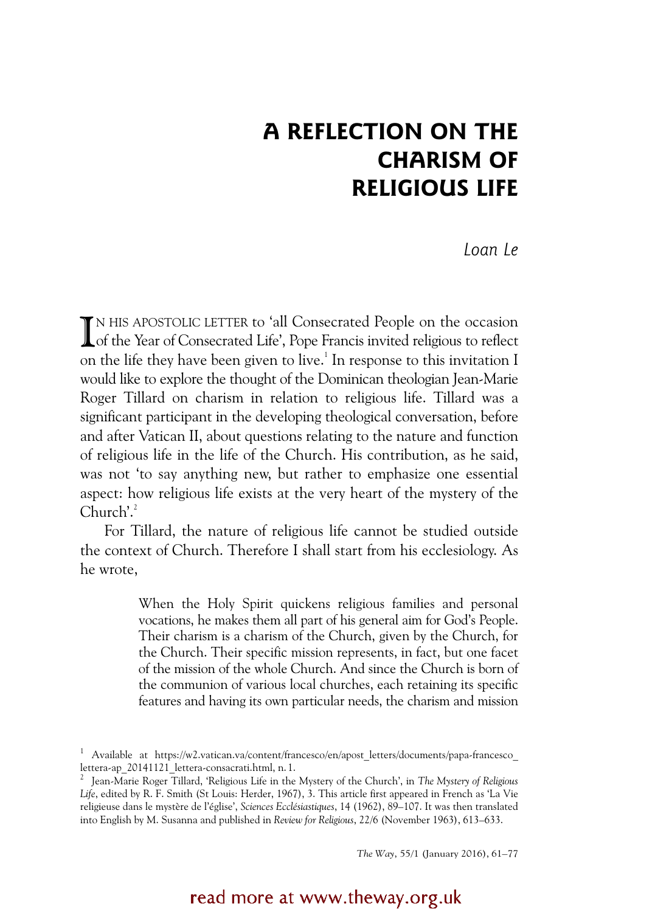# A REFLECTION ON THE CHARISM OF RELIGIOUS LIFE

*Loan Le*

IN HIS APOSTOLIC LETTER to 'all Consecrated People on the occasion of the Year of Consecrated Life', Pope Francis invited religious to reflect on the life they have been given to live.[1] In response to this invitation I would like to explore the thought of the Dominican theologian Jean-Marie Roger Tillard on charism in relation to religious life. Tillard was a significant participant in the developing theological conversation, before and after Vatican II, about questions relating to the nature and function of religious life in the life of the Church. His contribution, as he said, was not 'to say anything new, but rather to emphasize one essential aspect: how religious life exists at the very heart of the mystery of the Church'.[2]

For Tillard, the nature of religious life cannot be studied outside the context of Church. Therefore I shall start from his ecclesiology. As he wrote,

> When the Holy Spirit quickens religious families and personal vocations, he makes them all part of his general aim for God's People. Their charism is a charism of the Church, given by the Church, for the Church. Their specific mission represents, in fact, but one facet of the mission of the whole Church. And since the Church is born of the communion of various local churches, each retaining its specific features and having its own particular needs, the charism and mission

---

[1] Available at https://w2.vatican.va/content/francesco/en/apost_letters/documents/papa-francesco_lettera-ap_20141121_lettera-consacrati.html, n. 1.

[2] Jean-Marie Roger Tillard, 'Religious Life in the Mystery of the Church', in *The Mystery of Religious Life*, edited by R. F. Smith (St Louis: Herder, 1967), 3. This article first appeared in French as 'La Vie religieuse dans le mystère de l'église', *Sciences Ecclésiastiques*, 14 (1962), 89–107. It was then translated into English by M. Susanna and published in *Review for Religious*, 22/6 (November 1963), 613–633.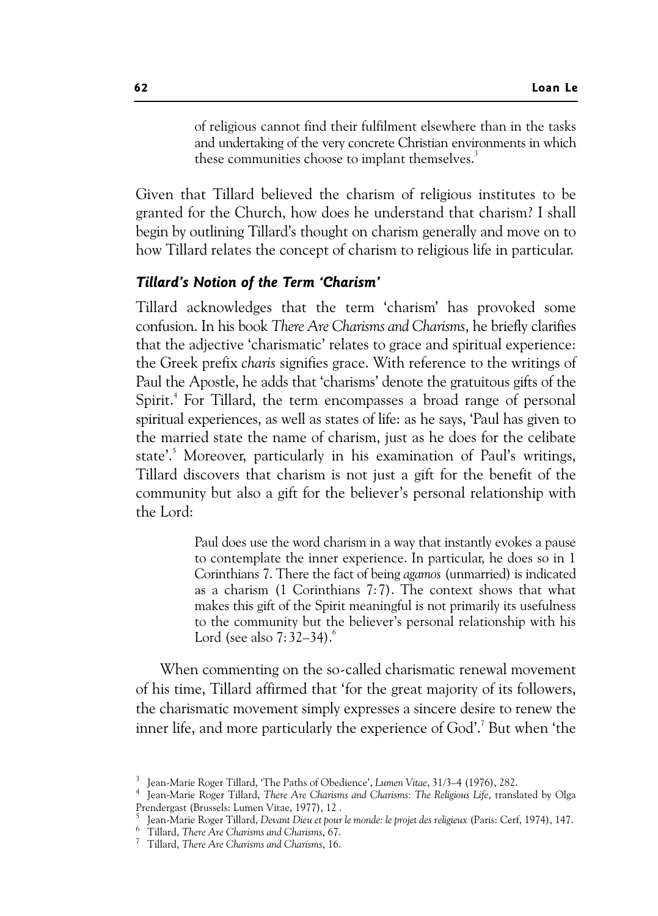> of religious cannot find their fulfilment elsewhere than in the tasks and undertaking of the very concrete Christian environments in which these communities choose to implant themselves.[3]

Given that Tillard believed the charism of religious institutes to be granted for the Church, how does he understand that charism? I shall begin by outlining Tillard's thought on charism generally and move on to how Tillard relates the concept of charism to religious life in particular.

### *Tillard's Notion of the Term 'Charism'*

Tillard acknowledges that the term 'charism' has provoked some confusion. In his book *There Are Charisms and Charisms*, he briefly clarifies that the adjective 'charismatic' relates to grace and spiritual experience: the Greek prefix *charis* signifies grace. With reference to the writings of Paul the Apostle, he adds that 'charisms' denote the gratuitous gifts of the Spirit.[4] For Tillard, the term encompasses a broad range of personal spiritual experiences, as well as states of life: as he says, 'Paul has given to the married state the name of charism, just as he does for the celibate state'.[5] Moreover, particularly in his examination of Paul's writings, Tillard discovers that charism is not just a gift for the benefit of the community but also a gift for the believer's personal relationship with the Lord:

> Paul does use the word charism in a way that instantly evokes a pause to contemplate the inner experience. In particular, he does so in 1 Corinthians 7. There the fact of being *agamos* (unmarried) is indicated as a charism (1 Corinthians 7:7). The context shows that what makes this gift of the Spirit meaningful is not primarily its usefulness to the community but the believer's personal relationship with his Lord (see also 7:32–34).[6]

When commenting on the so-called charismatic renewal movement of his time, Tillard affirmed that 'for the great majority of its followers, the charismatic movement simply expresses a sincere desire to renew the inner life, and more particularly the experience of God'.[7] But when 'the

---

[3] Jean-Marie Roger Tillard, 'The Paths of Obedience', *Lumen Vitae*, 31/3–4 (1976), 282.

[4] Jean-Marie Roger Tillard, *There Are Charisms and Charisms: The Religious Life*, translated by Olga Prendergast (Brussels: Lumen Vitae, 1977), 12 .

[5] Jean-Marie Roger Tillard, *Devant Dieu et pour le monde: le projet des religieux* (Paris: Cerf, 1974), 147.

[6] Tillard, *There Are Charisms and Charisms*, 67.

[7] Tillard, *There Are Charisms and Charisms*, 16.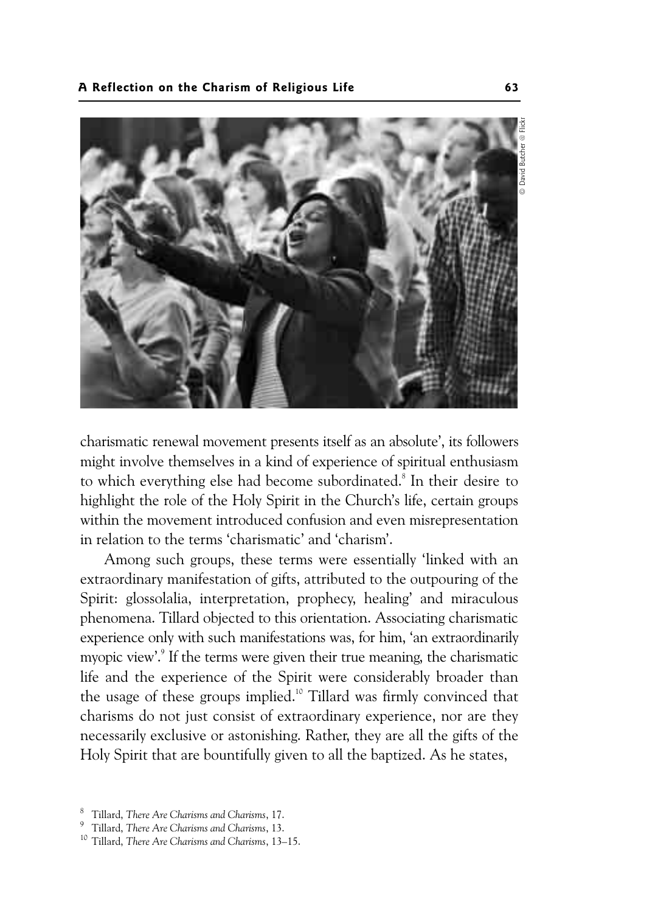charismatic renewal movement presents itself as an absolute', its followers might involve themselves in a kind of experience of spiritual enthusiasm to which everything else had become subordinated.[8] In their desire to highlight the role of the Holy Spirit in the Church's life, certain groups within the movement introduced confusion and even misrepresentation in relation to the terms 'charismatic' and 'charism'.

Among such groups, these terms were essentially 'linked with an extraordinary manifestation of gifts, attributed to the outpouring of the Spirit: glossolalia, interpretation, prophecy, healing' and miraculous phenomena. Tillard objected to this orientation. Associating charismatic experience only with such manifestations was, for him, 'an extraordinarily myopic view'.[9] If the terms were given their true meaning, the charismatic life and the experience of the Spirit were considerably broader than the usage of these groups implied.[10] Tillard was firmly convinced that charisms do not just consist of extraordinary experience, nor are they necessarily exclusive or astonishing. Rather, they are all the gifts of the Holy Spirit that are bountifully given to all the baptized. As he states,

[8] Tillard, *There Are Charisms and Charisms*, 17.
[9] Tillard, *There Are Charisms and Charisms*, 13.
[10] Tillard, *There Are Charisms and Charisms*, 13–15.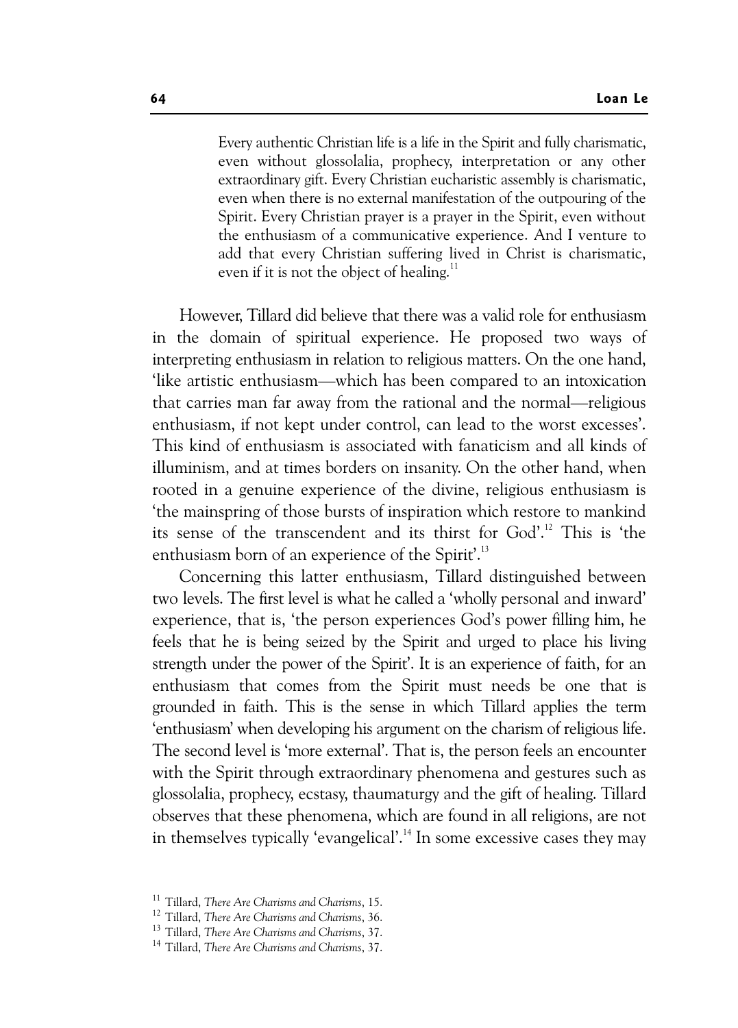> Every authentic Christian life is a life in the Spirit and fully charismatic, even without glossolalia, prophecy, interpretation or any other extraordinary gift. Every Christian eucharistic assembly is charismatic, even when there is no external manifestation of the outpouring of the Spirit. Every Christian prayer is a prayer in the Spirit, even without the enthusiasm of a communicative experience. And I venture to add that every Christian suffering lived in Christ is charismatic, even if it is not the object of healing.[11]

However, Tillard did believe that there was a valid role for enthusiasm in the domain of spiritual experience. He proposed two ways of interpreting enthusiasm in relation to religious matters. On the one hand, 'like artistic enthusiasm—which has been compared to an intoxication that carries man far away from the rational and the normal—religious enthusiasm, if not kept under control, can lead to the worst excesses'. This kind of enthusiasm is associated with fanaticism and all kinds of illuminism, and at times borders on insanity. On the other hand, when rooted in a genuine experience of the divine, religious enthusiasm is 'the mainspring of those bursts of inspiration which restore to mankind its sense of the transcendent and its thirst for God'.[12] This is 'the enthusiasm born of an experience of the Spirit'.[13]

Concerning this latter enthusiasm, Tillard distinguished between two levels. The first level is what he called a 'wholly personal and inward' experience, that is, 'the person experiences God's power filling him, he feels that he is being seized by the Spirit and urged to place his living strength under the power of the Spirit'. It is an experience of faith, for an enthusiasm that comes from the Spirit must needs be one that is grounded in faith. This is the sense in which Tillard applies the term 'enthusiasm' when developing his argument on the charism of religious life. The second level is 'more external'. That is, the person feels an encounter with the Spirit through extraordinary phenomena and gestures such as glossolalia, prophecy, ecstasy, thaumaturgy and the gift of healing. Tillard observes that these phenomena, which are found in all religions, are not in themselves typically 'evangelical'.[14] In some excessive cases they may

---

[11] Tillard, *There Are Charisms and Charisms*, 15.

[12] Tillard, *There Are Charisms and Charisms*, 36.

[13] Tillard, *There Are Charisms and Charisms*, 37.

[14] Tillard, *There Are Charisms and Charisms*, 37.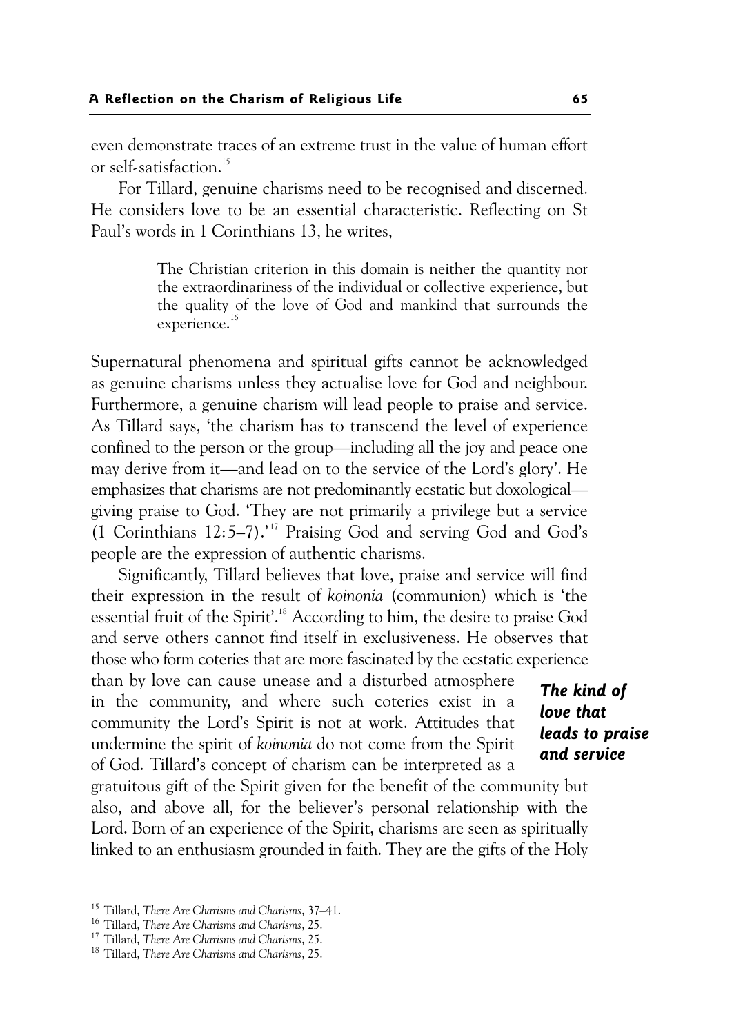even demonstrate traces of an extreme trust in the value of human effort or self-satisfaction.[15]

For Tillard, genuine charisms need to be recognised and discerned. He considers love to be an essential characteristic. Reflecting on St Paul's words in 1 Corinthians 13, he writes,

> The Christian criterion in this domain is neither the quantity nor the extraordinariness of the individual or collective experience, but the quality of the love of God and mankind that surrounds the experience.[16]

Supernatural phenomena and spiritual gifts cannot be acknowledged as genuine charisms unless they actualise love for God and neighbour. Furthermore, a genuine charism will lead people to praise and service. As Tillard says, 'the charism has to transcend the level of experience confined to the person or the group—including all the joy and peace one may derive from it—and lead on to the service of the Lord's glory'. He emphasizes that charisms are not predominantly ecstatic but doxological—giving praise to God. 'They are not primarily a privilege but a service (1 Corinthians 12:5–7).'[17] Praising God and serving God and God's people are the expression of authentic charisms.

***The kind of love that leads to praise and service***

Significantly, Tillard believes that love, praise and service will find their expression in the result of *koinonia* (communion) which is 'the essential fruit of the Spirit'.[18] According to him, the desire to praise God and serve others cannot find itself in exclusiveness. He observes that those who form coteries that are more fascinated by the ecstatic experience than by love can cause unease and a disturbed atmosphere in the community, and where such coteries exist in a community the Lord's Spirit is not at work. Attitudes that undermine the spirit of *koinonia* do not come from the Spirit of God. Tillard's concept of charism can be interpreted as a gratuitous gift of the Spirit given for the benefit of the community but also, and above all, for the believer's personal relationship with the Lord. Born of an experience of the Spirit, charisms are seen as spiritually linked to an enthusiasm grounded in faith. They are the gifts of the Holy

[15] Tillard, *There Are Charisms and Charisms*, 37–41.

[16] Tillard, *There Are Charisms and Charisms*, 25.

[17] Tillard, *There Are Charisms and Charisms*, 25.

[18] Tillard, *There Are Charisms and Charisms*, 25.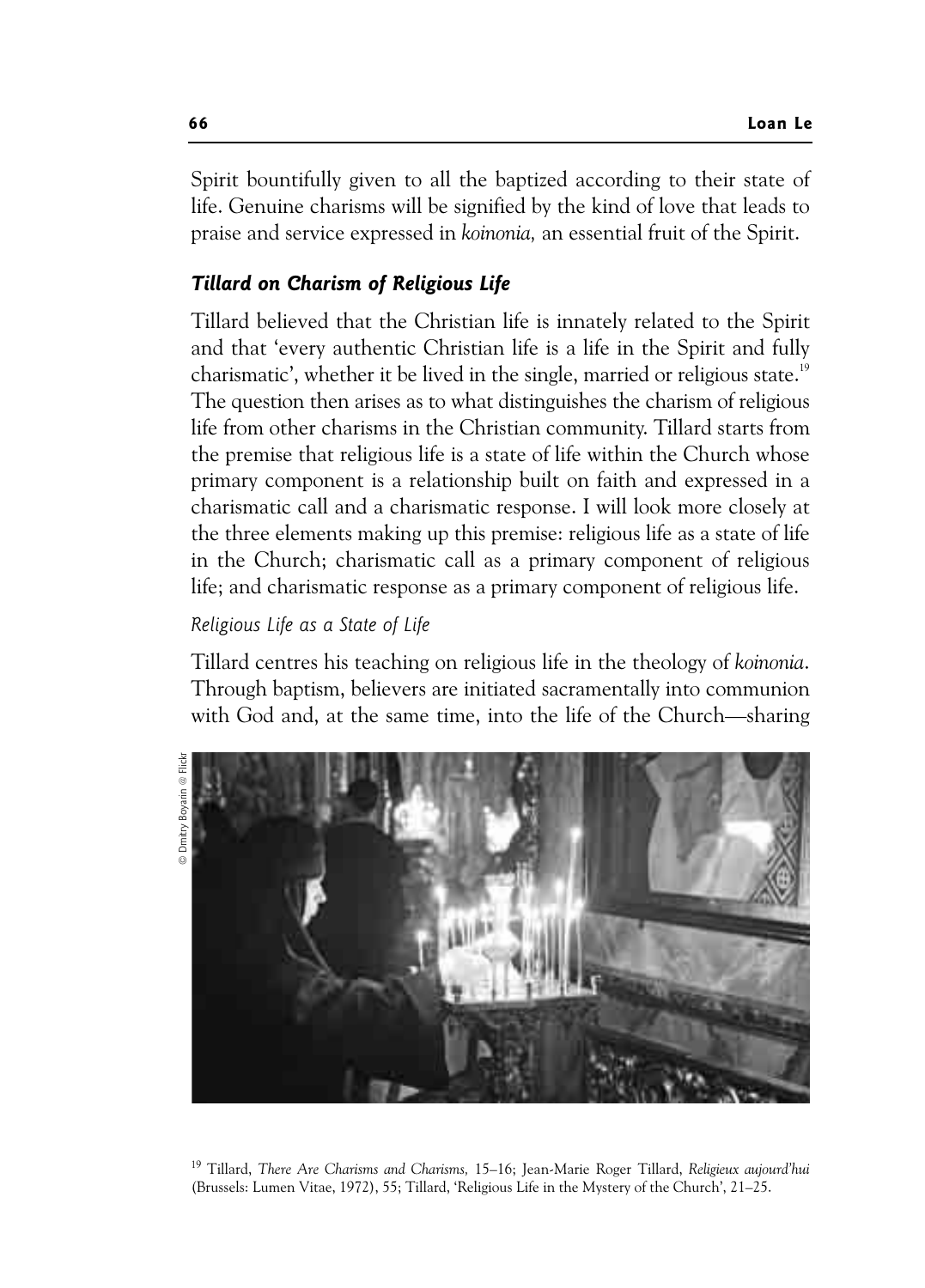Spirit bountifully given to all the baptized according to their state of life. Genuine charisms will be signified by the kind of love that leads to praise and service expressed in *koinonia,* an essential fruit of the Spirit.

### *Tillard on Charism of Religious Life*

Tillard believed that the Christian life is innately related to the Spirit and that 'every authentic Christian life is a life in the Spirit and fully charismatic', whether it be lived in the single, married or religious state.[19] The question then arises as to what distinguishes the charism of religious life from other charisms in the Christian community. Tillard starts from the premise that religious life is a state of life within the Church whose primary component is a relationship built on faith and expressed in a charismatic call and a charismatic response. I will look more closely at the three elements making up this premise: religious life as a state of life in the Church; charismatic call as a primary component of religious life; and charismatic response as a primary component of religious life.

#### *Religious Life as a State of Life*

Tillard centres his teaching on religious life in the theology of *koinonia*. Through baptism, believers are initiated sacramentally into communion with God and, at the same time, into the life of the Church—sharing

© Dmitry Boyarin @ Flickr

[19] Tillard, *There Are Charisms and Charisms,* 15–16; Jean-Marie Roger Tillard, *Religieux aujourd'hui* (Brussels: Lumen Vitae, 1972), 55; Tillard, 'Religious Life in the Mystery of the Church', 21–25.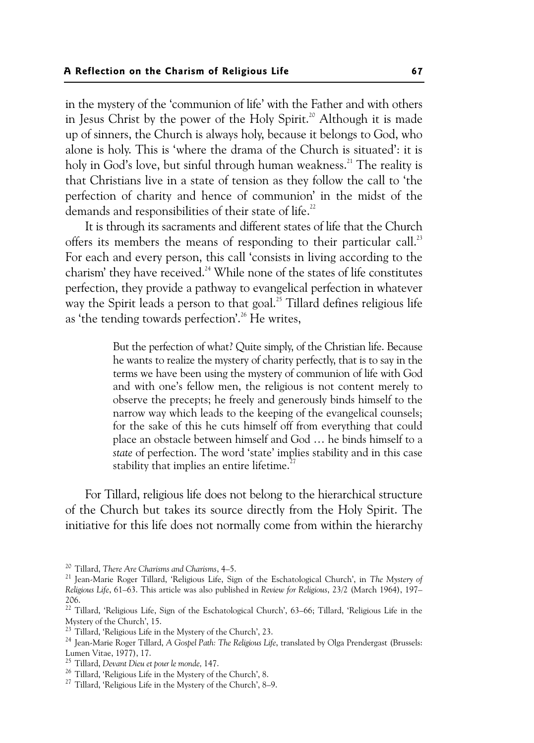in the mystery of the 'communion of life' with the Father and with others in Jesus Christ by the power of the Holy Spirit.[20] Although it is made up of sinners, the Church is always holy, because it belongs to God, who alone is holy. This is 'where the drama of the Church is situated': it is holy in God's love, but sinful through human weakness.[21] The reality is that Christians live in a state of tension as they follow the call to 'the perfection of charity and hence of communion' in the midst of the demands and responsibilities of their state of life.[22]

It is through its sacraments and different states of life that the Church offers its members the means of responding to their particular call.[23] For each and every person, this call 'consists in living according to the charism' they have received.[24] While none of the states of life constitutes perfection, they provide a pathway to evangelical perfection in whatever way the Spirit leads a person to that goal.[25] Tillard defines religious life as 'the tending towards perfection'.[26] He writes,

> But the perfection of what? Quite simply, of the Christian life. Because he wants to realize the mystery of charity perfectly, that is to say in the terms we have been using the mystery of communion of life with God and with one's fellow men, the religious is not content merely to observe the precepts; he freely and generously binds himself to the narrow way which leads to the keeping of the evangelical counsels; for the sake of this he cuts himself off from everything that could place an obstacle between himself and God … he binds himself to a *state* of perfection. The word 'state' implies stability and in this case stability that implies an entire lifetime.[27]

For Tillard, religious life does not belong to the hierarchical structure of the Church but takes its source directly from the Holy Spirit. The initiative for this life does not normally come from within the hierarchy

---

[20] Tillard, *There Are Charisms and Charisms*, 4–5.

[21] Jean-Marie Roger Tillard, 'Religious Life, Sign of the Eschatological Church', in *The Mystery of Religious Life*, 61–63. This article was also published in *Review for Religious*, 23/2 (March 1964), 197–206.

[22] Tillard, 'Religious Life, Sign of the Eschatological Church', 63–66; Tillard, 'Religious Life in the Mystery of the Church', 15.

[23] Tillard, 'Religious Life in the Mystery of the Church', 23.

[24] Jean-Marie Roger Tillard, *A Gospel Path: The Religious Life*, translated by Olga Prendergast (Brussels: Lumen Vitae, 1977), 17.

[25] Tillard, *Devant Dieu et pour le monde*, 147.

[26] Tillard, 'Religious Life in the Mystery of the Church', 8.

[27] Tillard, 'Religious Life in the Mystery of the Church', 8–9.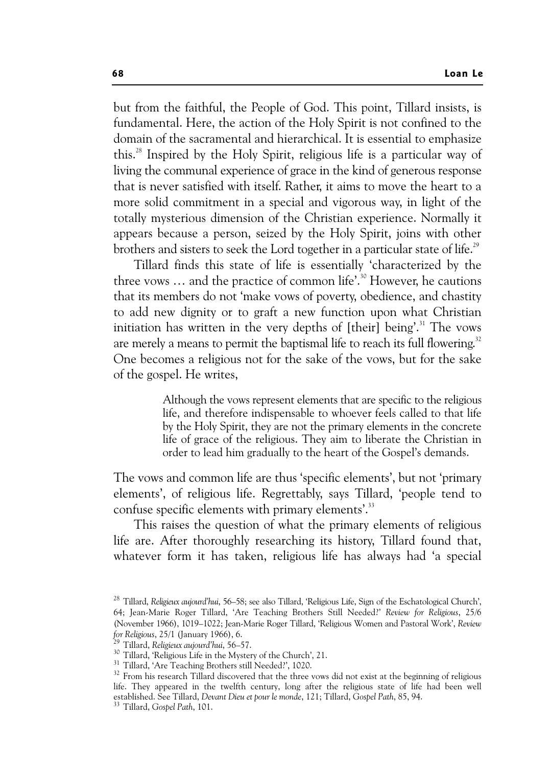but from the faithful, the People of God. This point, Tillard insists, is fundamental. Here, the action of the Holy Spirit is not confined to the domain of the sacramental and hierarchical. It is essential to emphasize this.[28] Inspired by the Holy Spirit, religious life is a particular way of living the communal experience of grace in the kind of generous response that is never satisfied with itself. Rather, it aims to move the heart to a more solid commitment in a special and vigorous way, in light of the totally mysterious dimension of the Christian experience. Normally it appears because a person, seized by the Holy Spirit, joins with other brothers and sisters to seek the Lord together in a particular state of life.[29]

Tillard finds this state of life is essentially 'characterized by the three vows … and the practice of common life'.[30] However, he cautions that its members do not 'make vows of poverty, obedience, and chastity to add new dignity or to graft a new function upon what Christian initiation has written in the very depths of [their] being'.[31] The vows are merely a means to permit the baptismal life to reach its full flowering.[32] One becomes a religious not for the sake of the vows, but for the sake of the gospel. He writes,

> Although the vows represent elements that are specific to the religious life, and therefore indispensable to whoever feels called to that life by the Holy Spirit, they are not the primary elements in the concrete life of grace of the religious. They aim to liberate the Christian in order to lead him gradually to the heart of the Gospel's demands.

The vows and common life are thus 'specific elements', but not 'primary elements', of religious life. Regrettably, says Tillard, 'people tend to confuse specific elements with primary elements'.[33]

This raises the question of what the primary elements of religious life are. After thoroughly researching its history, Tillard found that, whatever form it has taken, religious life has always had 'a special

---

[28] Tillard, *Religieux aujourd'hui*, 56–58; see also Tillard, 'Religious Life, Sign of the Eschatological Church', 64; Jean-Marie Roger Tillard, 'Are Teaching Brothers Still Needed?' *Review for Religious*, 25/6 (November 1966), 1019–1022; Jean-Marie Roger Tillard, 'Religious Women and Pastoral Work', *Review for Religious*, 25/1 (January 1966), 6.

[29] Tillard, *Religieux aujourd'hui*, 56–57.

[30] Tillard, 'Religious Life in the Mystery of the Church', 21.

[31] Tillard, 'Are Teaching Brothers still Needed?', 1020.

[32] From his research Tillard discovered that the three vows did not exist at the beginning of religious life. They appeared in the twelfth century, long after the religious state of life had been well established. See Tillard, *Devant Dieu et pour le monde*, 121; Tillard, *Gospel Path*, 85, 94.

[33] Tillard, *Gospel Path*, 101.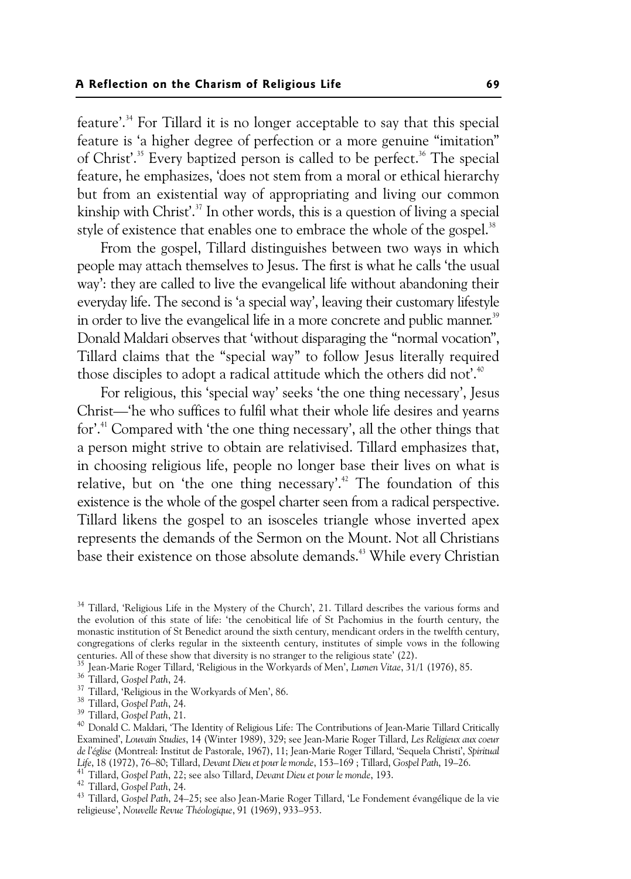feature'.[34] For Tillard it is no longer acceptable to say that this special feature is 'a higher degree of perfection or a more genuine "imitation" of Christ'.[35] Every baptized person is called to be perfect.[36] The special feature, he emphasizes, 'does not stem from a moral or ethical hierarchy but from an existential way of appropriating and living our common kinship with Christ'.[37] In other words, this is a question of living a special style of existence that enables one to embrace the whole of the gospel.[38]

From the gospel, Tillard distinguishes between two ways in which people may attach themselves to Jesus. The first is what he calls 'the usual way': they are called to live the evangelical life without abandoning their everyday life. The second is 'a special way', leaving their customary lifestyle in order to live the evangelical life in a more concrete and public manner.[39] Donald Maldari observes that 'without disparaging the "normal vocation", Tillard claims that the "special way" to follow Jesus literally required those disciples to adopt a radical attitude which the others did not'.[40]

For religious, this 'special way' seeks 'the one thing necessary', Jesus Christ—'he who suffices to fulfil what their whole life desires and yearns for'.[41] Compared with 'the one thing necessary', all the other things that a person might strive to obtain are relativised. Tillard emphasizes that, in choosing religious life, people no longer base their lives on what is relative, but on 'the one thing necessary'.[42] The foundation of this existence is the whole of the gospel charter seen from a radical perspective. Tillard likens the gospel to an isosceles triangle whose inverted apex represents the demands of the Sermon on the Mount. Not all Christians base their existence on those absolute demands.[43] While every Christian

---

[34] Tillard, 'Religious Life in the Mystery of the Church', 21. Tillard describes the various forms and the evolution of this state of life: 'the cenobitical life of St Pachomius in the fourth century, the monastic institution of St Benedict around the sixth century, mendicant orders in the twelfth century, congregations of clerks regular in the sixteenth century, institutes of simple vows in the following centuries. All of these show that diversity is no stranger to the religious state' (22).

[35] Jean-Marie Roger Tillard, 'Religious in the Workyards of Men', *Lumen Vitae*, 31/1 (1976), 85.

[36] Tillard, *Gospel Path*, 24.

[37] Tillard, 'Religious in the Workyards of Men', 86.

[38] Tillard, *Gospel Path*, 24.

[39] Tillard, *Gospel Path*, 21.

[40] Donald C. Maldari, 'The Identity of Religious Life: The Contributions of Jean-Marie Tillard Critically Examined', *Louvain Studies*, 14 (Winter 1989), 329; see Jean-Marie Roger Tillard, *Les Religieux aux coeur de l'église* (Montreal: Institut de Pastorale, 1967), 11; Jean-Marie Roger Tillard, 'Sequela Christi', *Spiritual Life*, 18 (1972), 76–80; Tillard, *Devant Dieu et pour le monde*, 153–169 ; Tillard, *Gospel Path*, 19–26.

[41] Tillard, *Gospel Path*, 22; see also Tillard, *Devant Dieu et pour le monde*, 193.

[42] Tillard, *Gospel Path*, 24.

[43] Tillard, *Gospel Path*, 24–25; see also Jean-Marie Roger Tillard, 'Le Fondement évangélique de la vie religieuse', *Nouvelle Revue Théologique*, 91 (1969), 933–953.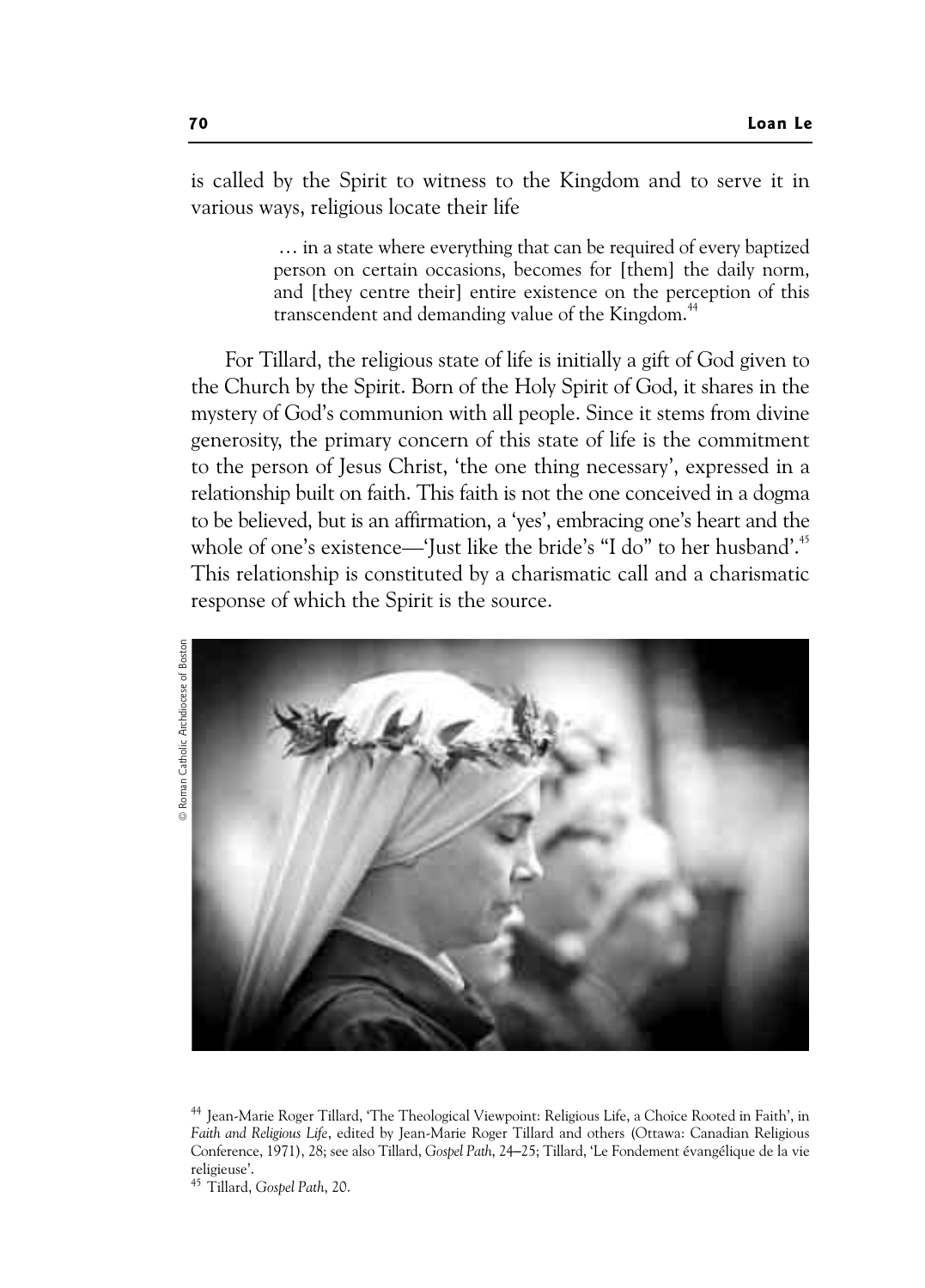is called by the Spirit to witness to the Kingdom and to serve it in various ways, religious locate their life

> … in a state where everything that can be required of every baptized person on certain occasions, becomes for [them] the daily norm, and [they centre their] entire existence on the perception of this transcendent and demanding value of the Kingdom.[44]

For Tillard, the religious state of life is initially a gift of God given to the Church by the Spirit. Born of the Holy Spirit of God, it shares in the mystery of God's communion with all people. Since it stems from divine generosity, the primary concern of this state of life is the commitment to the person of Jesus Christ, 'the one thing necessary', expressed in a relationship built on faith. This faith is not the one conceived in a dogma to be believed, but is an affirmation, a 'yes', embracing one's heart and the whole of one's existence—'Just like the bride's "I do" to her husband'.[45] This relationship is constituted by a charismatic call and a charismatic response of which the Spirit is the source.

© Roman Catholic Archdiocese of Boston

[44] Jean-Marie Roger Tillard, 'The Theological Viewpoint: Religious Life, a Choice Rooted in Faith', in *Faith and Religious Life*, edited by Jean-Marie Roger Tillard and others (Ottawa: Canadian Religious Conference, 1971), 28; see also Tillard, *Gospel Path*, 24–25; Tillard, 'Le Fondement évangélique de la vie religieuse'.

[45] Tillard, *Gospel Path*, 20.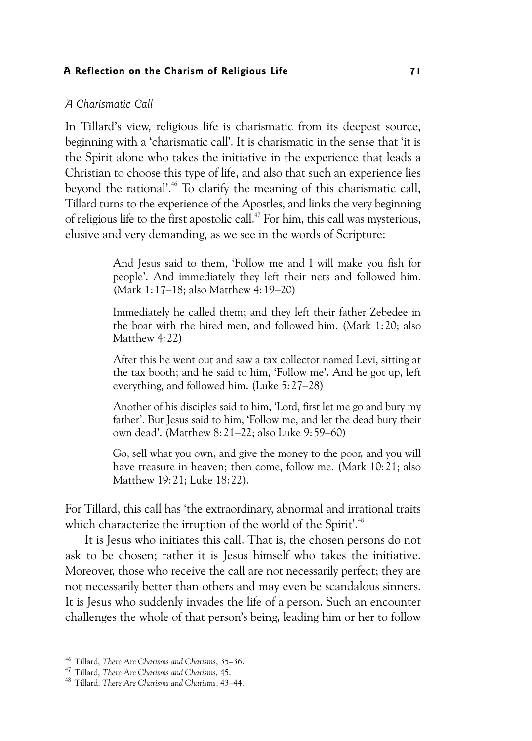### *A Charismatic Call*

In Tillard's view, religious life is charismatic from its deepest source, beginning with a 'charismatic call'. It is charismatic in the sense that 'it is the Spirit alone who takes the initiative in the experience that leads a Christian to choose this type of life, and also that such an experience lies beyond the rational'.[46] To clarify the meaning of this charismatic call, Tillard turns to the experience of the Apostles, and links the very beginning of religious life to the first apostolic call.[47] For him, this call was mysterious, elusive and very demanding, as we see in the words of Scripture:

> And Jesus said to them, 'Follow me and I will make you fish for people'. And immediately they left their nets and followed him. (Mark 1: 17–18; also Matthew 4: 19–20)
>
> Immediately he called them; and they left their father Zebedee in the boat with the hired men, and followed him. (Mark 1: 20; also Matthew 4: 22)
>
> After this he went out and saw a tax collector named Levi, sitting at the tax booth; and he said to him, 'Follow me'. And he got up, left everything, and followed him. (Luke 5: 27–28)
>
> Another of his disciples said to him, 'Lord, first let me go and bury my father'. But Jesus said to him, 'Follow me, and let the dead bury their own dead'. (Matthew 8: 21–22; also Luke 9: 59–60)
>
> Go, sell what you own, and give the money to the poor, and you will have treasure in heaven; then come, follow me. (Mark 10: 21; also Matthew 19: 21; Luke 18: 22).

For Tillard, this call has 'the extraordinary, abnormal and irrational traits which characterize the irruption of the world of the Spirit'.[48]

It is Jesus who initiates this call. That is, the chosen persons do not ask to be chosen; rather it is Jesus himself who takes the initiative. Moreover, those who receive the call are not necessarily perfect; they are not necessarily better than others and may even be scandalous sinners. It is Jesus who suddenly invades the life of a person. Such an encounter challenges the whole of that person's being, leading him or her to follow

---

[46] Tillard, *There Are Charisms and Charisms*, 35–36.

[47] Tillard, *There Are Charisms and Charisms*, 45.

[48] Tillard, *There Are Charisms and Charisms*, 43–44.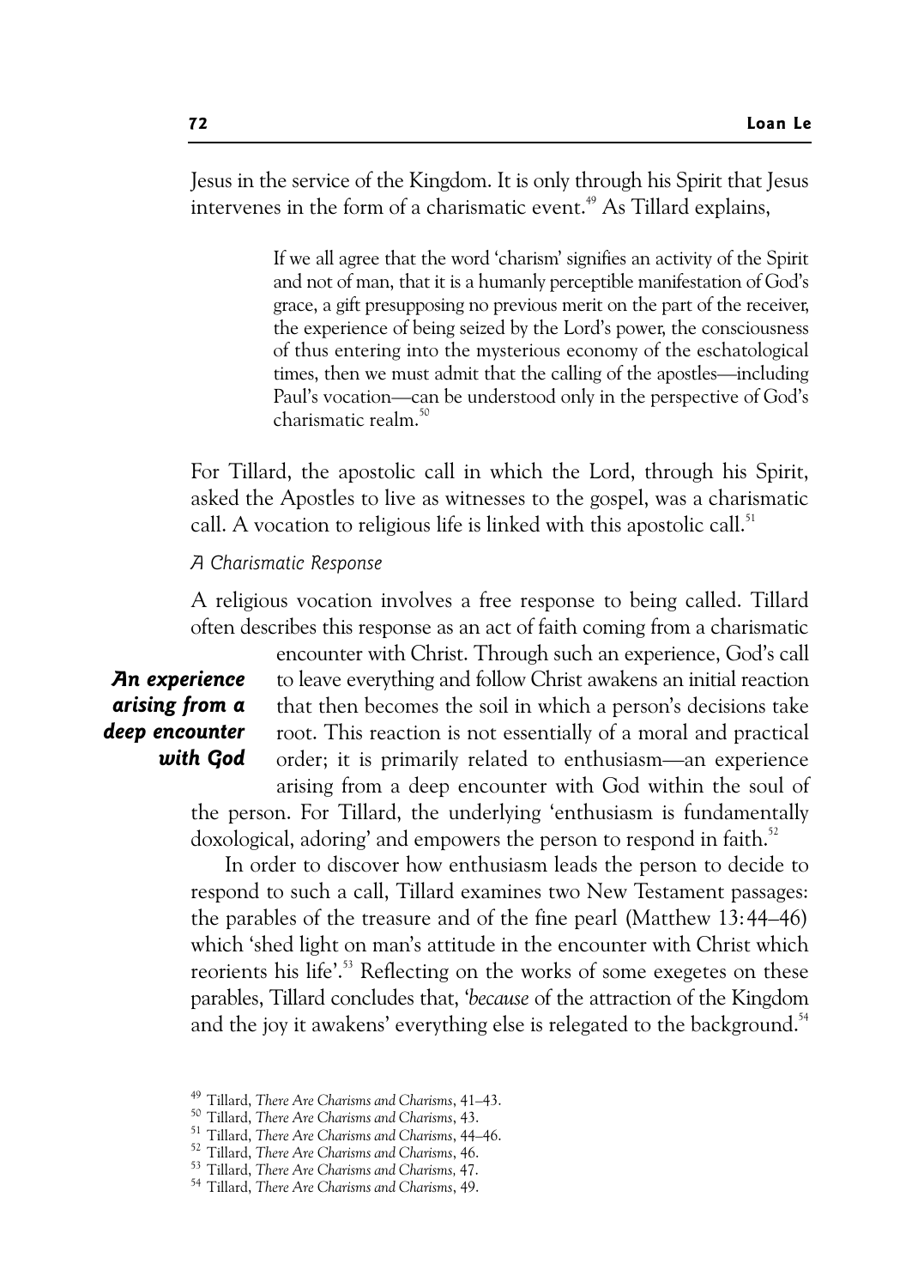Jesus in the service of the Kingdom. It is only through his Spirit that Jesus intervenes in the form of a charismatic event.[49] As Tillard explains,

> If we all agree that the word 'charism' signifies an activity of the Spirit and not of man, that it is a humanly perceptible manifestation of God's grace, a gift presupposing no previous merit on the part of the receiver, the experience of being seized by the Lord's power, the consciousness of thus entering into the mysterious economy of the eschatological times, then we must admit that the calling of the apostles—including Paul's vocation—can be understood only in the perspective of God's charismatic realm.[50]

For Tillard, the apostolic call in which the Lord, through his Spirit, asked the Apostles to live as witnesses to the gospel, was a charismatic call. A vocation to religious life is linked with this apostolic call.[51]

*A Charismatic Response*

A religious vocation involves a free response to being called. Tillard often describes this response as an act of faith coming from a charismatic encounter with Christ. Through such an experience, God's call to leave everything and follow Christ awakens an initial reaction that then becomes the soil in which a person's decisions take root. This reaction is not essentially of a moral and practical order; it is primarily related to enthusiasm—an experience arising from a deep encounter with God within the soul of the person. For Tillard, the underlying 'enthusiasm is fundamentally doxological, adoring' and empowers the person to respond in faith.[52]

***An experience arising from a deep encounter with God***

In order to discover how enthusiasm leads the person to decide to respond to such a call, Tillard examines two New Testament passages: the parables of the treasure and of the fine pearl (Matthew 13:44–46) which 'shed light on man's attitude in the encounter with Christ which reorients his life'.[53] Reflecting on the works of some exegetes on these parables, Tillard concludes that, '*because* of the attraction of the Kingdom and the joy it awakens' everything else is relegated to the background.[54]

[49] Tillard, *There Are Charisms and Charisms*, 41–43.
[50] Tillard, *There Are Charisms and Charisms*, 43.
[51] Tillard, *There Are Charisms and Charisms*, 44–46.
[52] Tillard, *There Are Charisms and Charisms*, 46.
[53] Tillard, *There Are Charisms and Charisms,* 47.
[54] Tillard, *There Are Charisms and Charisms*, 49.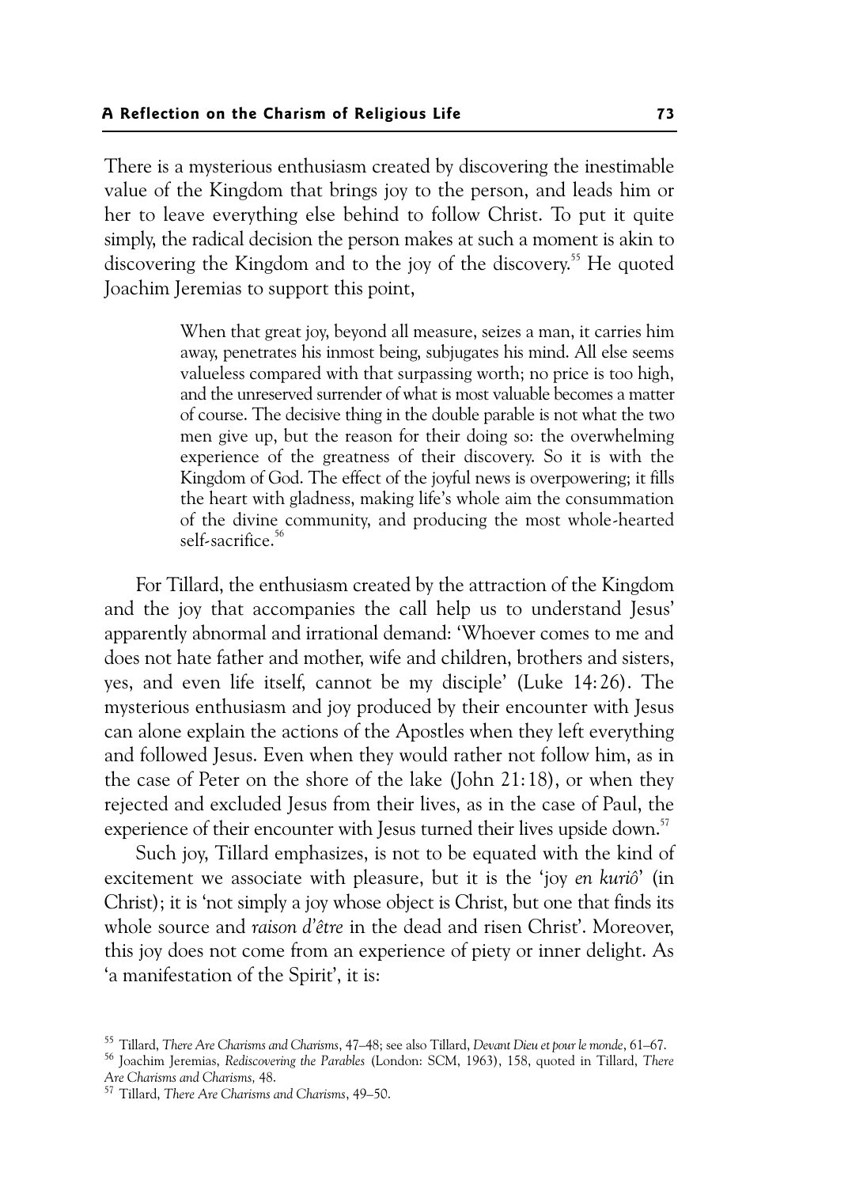There is a mysterious enthusiasm created by discovering the inestimable value of the Kingdom that brings joy to the person, and leads him or her to leave everything else behind to follow Christ. To put it quite simply, the radical decision the person makes at such a moment is akin to discovering the Kingdom and to the joy of the discovery.[55] He quoted Joachim Jeremias to support this point,

> When that great joy, beyond all measure, seizes a man, it carries him away, penetrates his inmost being, subjugates his mind. All else seems valueless compared with that surpassing worth; no price is too high, and the unreserved surrender of what is most valuable becomes a matter of course. The decisive thing in the double parable is not what the two men give up, but the reason for their doing so: the overwhelming experience of the greatness of their discovery. So it is with the Kingdom of God. The effect of the joyful news is overpowering; it fills the heart with gladness, making life's whole aim the consummation of the divine community, and producing the most whole-hearted self-sacrifice.[56]

For Tillard, the enthusiasm created by the attraction of the Kingdom and the joy that accompanies the call help us to understand Jesus' apparently abnormal and irrational demand: 'Whoever comes to me and does not hate father and mother, wife and children, brothers and sisters, yes, and even life itself, cannot be my disciple' (Luke 14: 26). The mysterious enthusiasm and joy produced by their encounter with Jesus can alone explain the actions of the Apostles when they left everything and followed Jesus. Even when they would rather not follow him, as in the case of Peter on the shore of the lake (John 21: 18), or when they rejected and excluded Jesus from their lives, as in the case of Paul, the experience of their encounter with Jesus turned their lives upside down.[57]

Such joy, Tillard emphasizes, is not to be equated with the kind of excitement we associate with pleasure, but it is the 'joy *en kuriô*' (in Christ); it is 'not simply a joy whose object is Christ, but one that finds its whole source and *raison d'être* in the dead and risen Christ'. Moreover, this joy does not come from an experience of piety or inner delight. As 'a manifestation of the Spirit', it is:

---

[55] Tillard, *There Are Charisms and Charisms*, 47–48; see also Tillard, *Devant Dieu et pour le monde*, 61–67.

[56] Joachim Jeremias, *Rediscovering the Parables* (London: SCM, 1963), 158, quoted in Tillard, *There Are Charisms and Charisms,* 48.

[57] Tillard, *There Are Charisms and Charisms*, 49–50.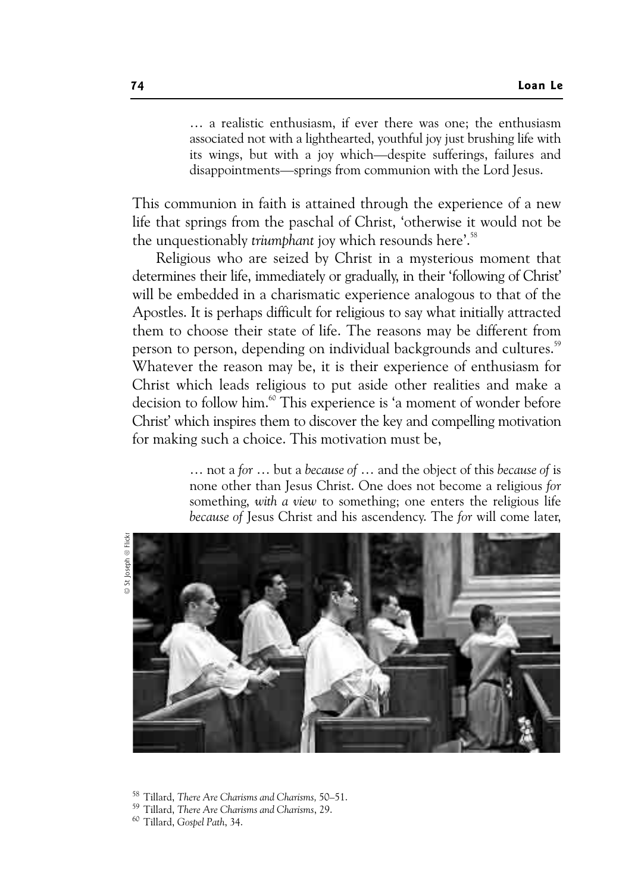> … a realistic enthusiasm, if ever there was one; the enthusiasm associated not with a lighthearted, youthful joy just brushing life with its wings, but with a joy which—despite sufferings, failures and disappointments—springs from communion with the Lord Jesus.

This communion in faith is attained through the experience of a new life that springs from the paschal of Christ, 'otherwise it would not be the unquestionably *triumphant* joy which resounds here'.[58]

Religious who are seized by Christ in a mysterious moment that determines their life, immediately or gradually, in their 'following of Christ' will be embedded in a charismatic experience analogous to that of the Apostles. It is perhaps difficult for religious to say what initially attracted them to choose their state of life. The reasons may be different from person to person, depending on individual backgrounds and cultures.[59] Whatever the reason may be, it is their experience of enthusiasm for Christ which leads religious to put aside other realities and make a decision to follow him.[60] This experience is 'a moment of wonder before Christ' which inspires them to discover the key and compelling motivation for making such a choice. This motivation must be,

> … not a *for* … but a *because of* … and the object of this *because of* is none other than Jesus Christ. One does not become a religious *for* something, *with a view* to something; one enters the religious life *because of* Jesus Christ and his ascendency. The *for* will come later,

© St Joseph @ Flickr

[58] Tillard, *There Are Charisms and Charisms,* 50–51.

[59] Tillard, *There Are Charisms and Charisms*, 29.

[60] Tillard, *Gospel Path*, 34.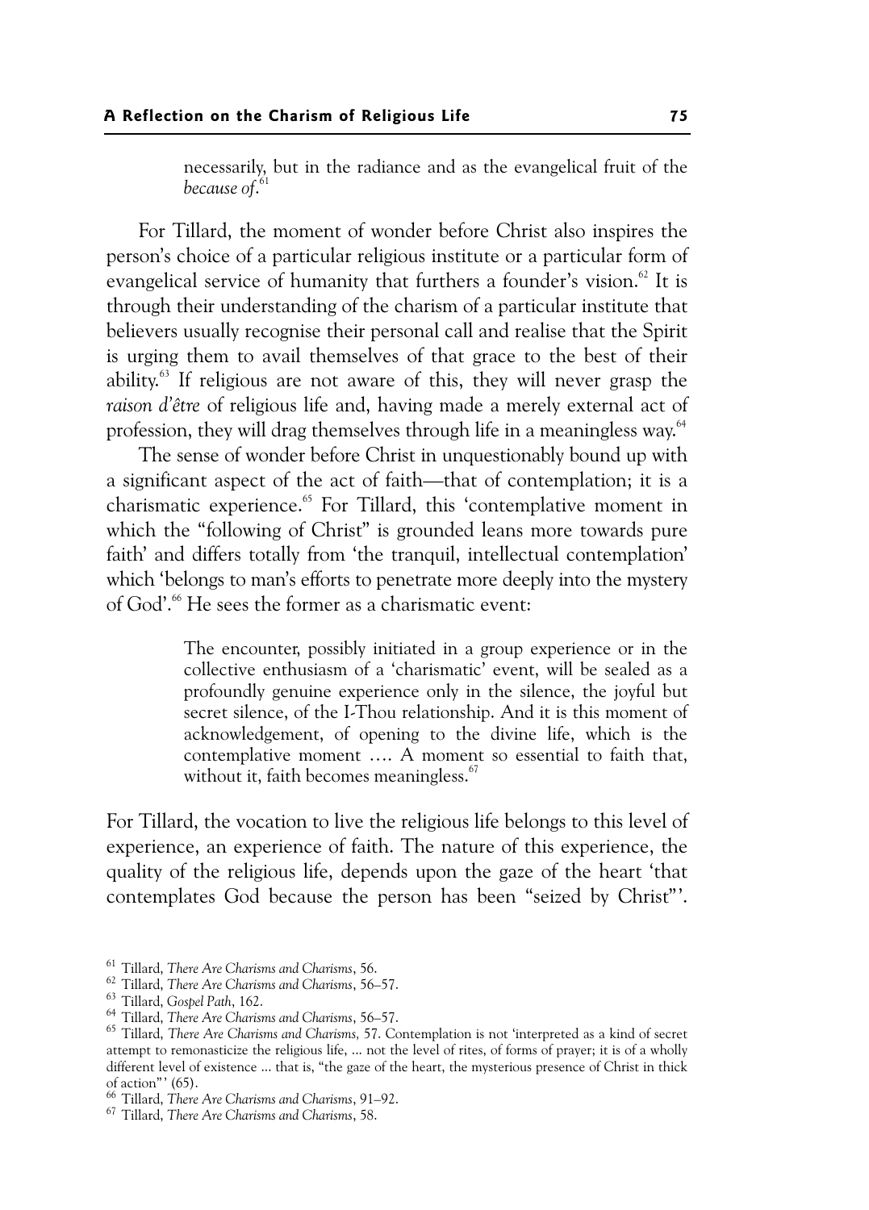> necessarily, but in the radiance and as the evangelical fruit of the *because of*.[61]

For Tillard, the moment of wonder before Christ also inspires the person's choice of a particular religious institute or a particular form of evangelical service of humanity that furthers a founder's vision.[62] It is through their understanding of the charism of a particular institute that believers usually recognise their personal call and realise that the Spirit is urging them to avail themselves of that grace to the best of their ability.[63] If religious are not aware of this, they will never grasp the *raison d'être* of religious life and, having made a merely external act of profession, they will drag themselves through life in a meaningless way.[64]

The sense of wonder before Christ in unquestionably bound up with a significant aspect of the act of faith—that of contemplation; it is a charismatic experience.[65] For Tillard, this 'contemplative moment in which the "following of Christ" is grounded leans more towards pure faith' and differs totally from 'the tranquil, intellectual contemplation' which 'belongs to man's efforts to penetrate more deeply into the mystery of God'.[66] He sees the former as a charismatic event:

> The encounter, possibly initiated in a group experience or in the collective enthusiasm of a 'charismatic' event, will be sealed as a profoundly genuine experience only in the silence, the joyful but secret silence, of the I-Thou relationship. And it is this moment of acknowledgement, of opening to the divine life, which is the contemplative moment .... A moment so essential to faith that, without it, faith becomes meaningless.[67]

For Tillard, the vocation to live the religious life belongs to this level of experience, an experience of faith. The nature of this experience, the quality of the religious life, depends upon the gaze of the heart 'that contemplates God because the person has been "seized by Christ"'.

---

[61] Tillard, *There Are Charisms and Charisms*, 56.

[62] Tillard, *There Are Charisms and Charisms*, 56–57.

[63] Tillard, *Gospel Path*, 162.

[64] Tillard, *There Are Charisms and Charisms*, 56–57.

[65] Tillard, *There Are Charisms and Charisms,* 57. Contemplation is not 'interpreted as a kind of secret attempt to remonasticize the religious life, ... not the level of rites, of forms of prayer; it is of a wholly different level of existence ... that is, "the gaze of the heart, the mysterious presence of Christ in thick of action"' (65).

[66] Tillard, *There Are Charisms and Charisms*, 91–92.

[67] Tillard, *There Are Charisms and Charisms*, 58.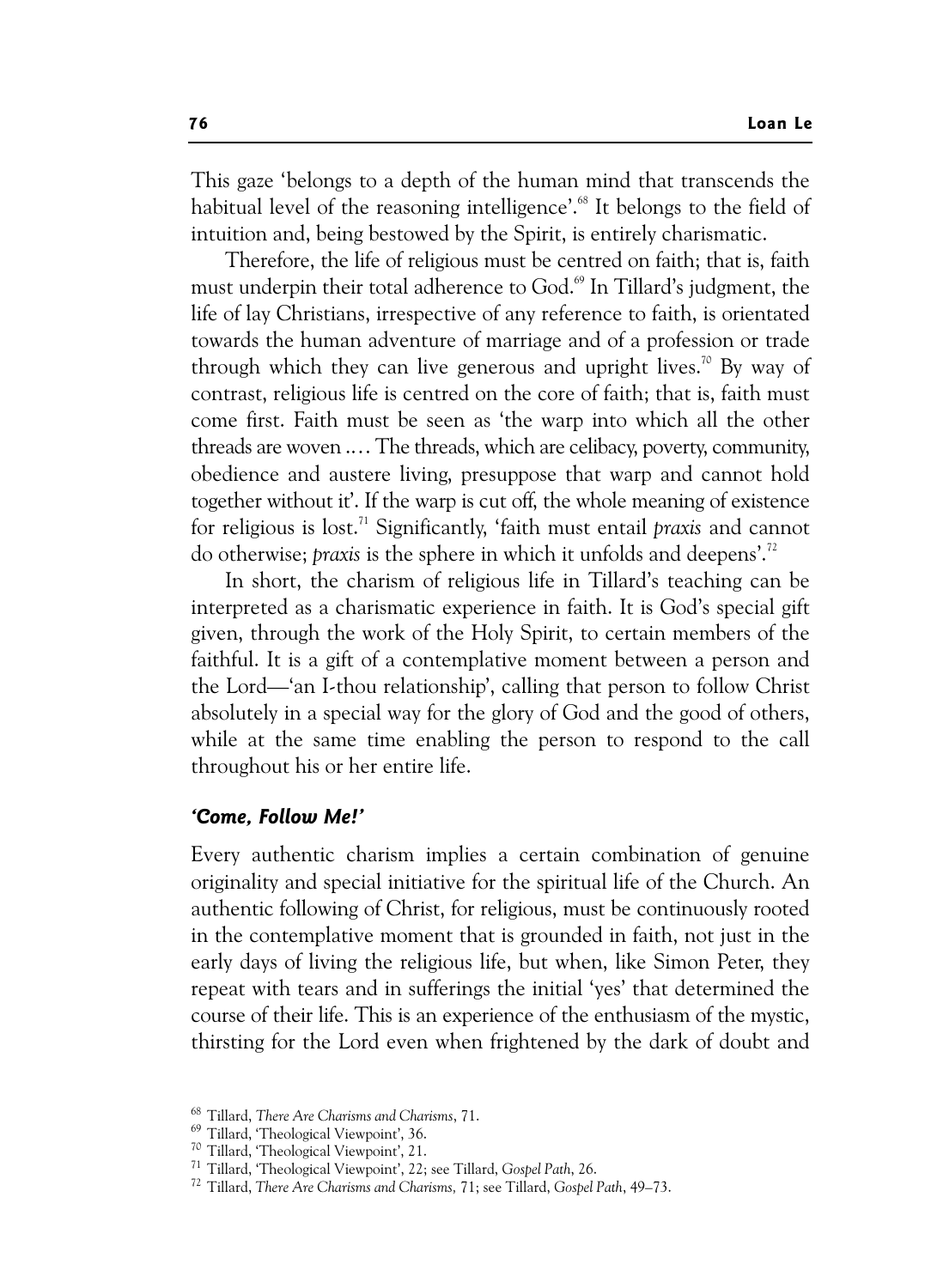This gaze 'belongs to a depth of the human mind that transcends the habitual level of the reasoning intelligence'.[68] It belongs to the field of intuition and, being bestowed by the Spirit, is entirely charismatic.

Therefore, the life of religious must be centred on faith; that is, faith must underpin their total adherence to God.[69] In Tillard's judgment, the life of lay Christians, irrespective of any reference to faith, is orientated towards the human adventure of marriage and of a profession or trade through which they can live generous and upright lives.[70] By way of contrast, religious life is centred on the core of faith; that is, faith must come first. Faith must be seen as 'the warp into which all the other threads are woven .... The threads, which are celibacy, poverty, community, obedience and austere living, presuppose that warp and cannot hold together without it'. If the warp is cut off, the whole meaning of existence for religious is lost.[71] Significantly, 'faith must entail *praxis* and cannot do otherwise; *praxis* is the sphere in which it unfolds and deepens'.[72]

In short, the charism of religious life in Tillard's teaching can be interpreted as a charismatic experience in faith. It is God's special gift given, through the work of the Holy Spirit, to certain members of the faithful. It is a gift of a contemplative moment between a person and the Lord—'an I-thou relationship', calling that person to follow Christ absolutely in a special way for the glory of God and the good of others, while at the same time enabling the person to respond to the call throughout his or her entire life.

### *'Come, Follow Me!'*

Every authentic charism implies a certain combination of genuine originality and special initiative for the spiritual life of the Church. An authentic following of Christ, for religious, must be continuously rooted in the contemplative moment that is grounded in faith, not just in the early days of living the religious life, but when, like Simon Peter, they repeat with tears and in sufferings the initial 'yes' that determined the course of their life. This is an experience of the enthusiasm of the mystic, thirsting for the Lord even when frightened by the dark of doubt and

---

[68] Tillard, *There Are Charisms and Charisms*, 71.

[69] Tillard, 'Theological Viewpoint', 36.

[70] Tillard, 'Theological Viewpoint', 21.

[71] Tillard, 'Theological Viewpoint', 22; see Tillard, *Gospel Path*, 26.

[72] Tillard, *There Are Charisms and Charisms,* 71; see Tillard, *Gospel Path*, 49–73.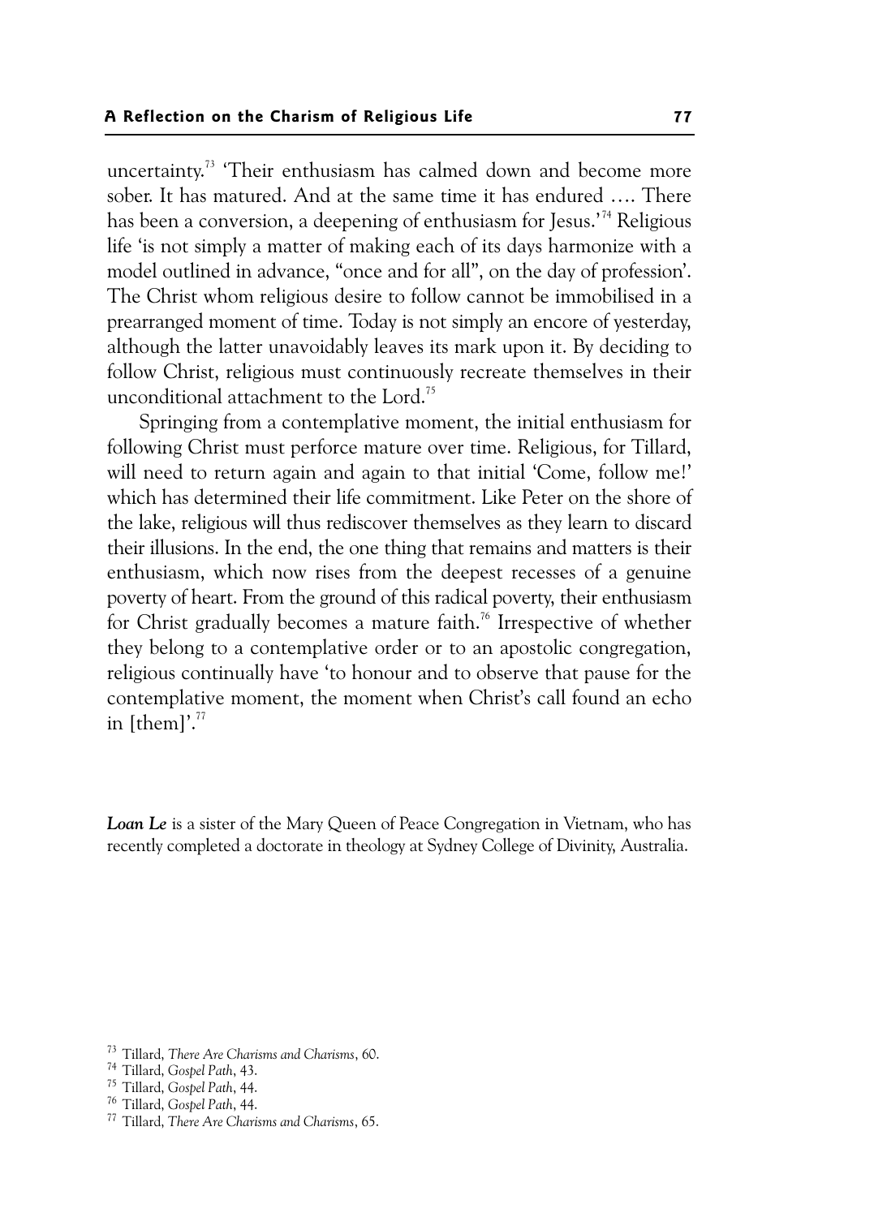uncertainty.[73] 'Their enthusiasm has calmed down and become more sober. It has matured. And at the same time it has endured …. There has been a conversion, a deepening of enthusiasm for Jesus.'[74] Religious life 'is not simply a matter of making each of its days harmonize with a model outlined in advance, "once and for all", on the day of profession'. The Christ whom religious desire to follow cannot be immobilised in a prearranged moment of time. Today is not simply an encore of yesterday, although the latter unavoidably leaves its mark upon it. By deciding to follow Christ, religious must continuously recreate themselves in their unconditional attachment to the Lord.[75]

Springing from a contemplative moment, the initial enthusiasm for following Christ must perforce mature over time. Religious, for Tillard, will need to return again and again to that initial 'Come, follow me!' which has determined their life commitment. Like Peter on the shore of the lake, religious will thus rediscover themselves as they learn to discard their illusions. In the end, the one thing that remains and matters is their enthusiasm, which now rises from the deepest recesses of a genuine poverty of heart. From the ground of this radical poverty, their enthusiasm for Christ gradually becomes a mature faith.[76] Irrespective of whether they belong to a contemplative order or to an apostolic congregation, religious continually have 'to honour and to observe that pause for the contemplative moment, the moment when Christ's call found an echo in [them]'.[77]

***Loan Le*** is a sister of the Mary Queen of Peace Congregation in Vietnam, who has recently completed a doctorate in theology at Sydney College of Divinity, Australia.

[73] Tillard, *There Are Charisms and Charisms*, 60.
[74] Tillard, *Gospel Path*, 43.
[75] Tillard, *Gospel Path*, 44.
[76] Tillard, *Gospel Path*, 44.
[77] Tillard, *There Are Charisms and Charisms*, 65.